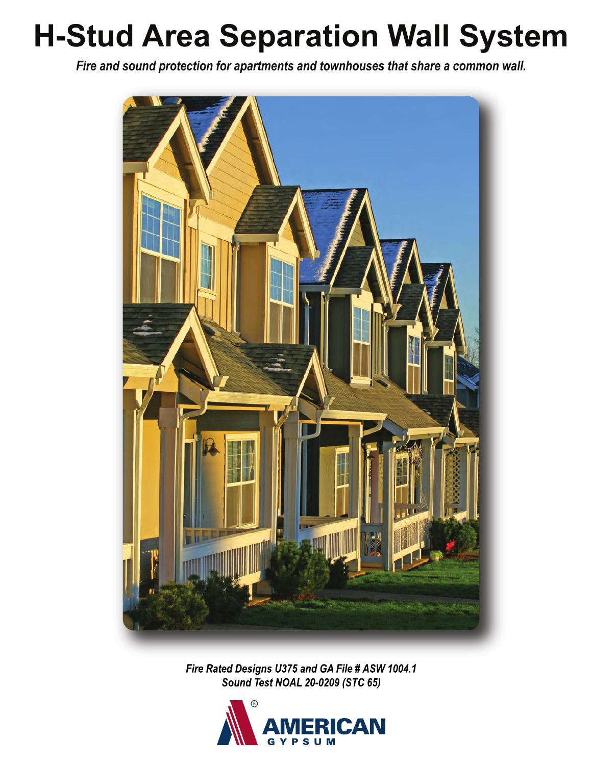# H-Stud Area Separation Wall System

*Fire and sound protection for apartments and townhouses that share a common wall.*

*Fire Rated Designs U375 and GA File # ASW 1004.1*
*Sound Test NOAL 20-0209 (STC 65)*

AMERICAN GYPSUM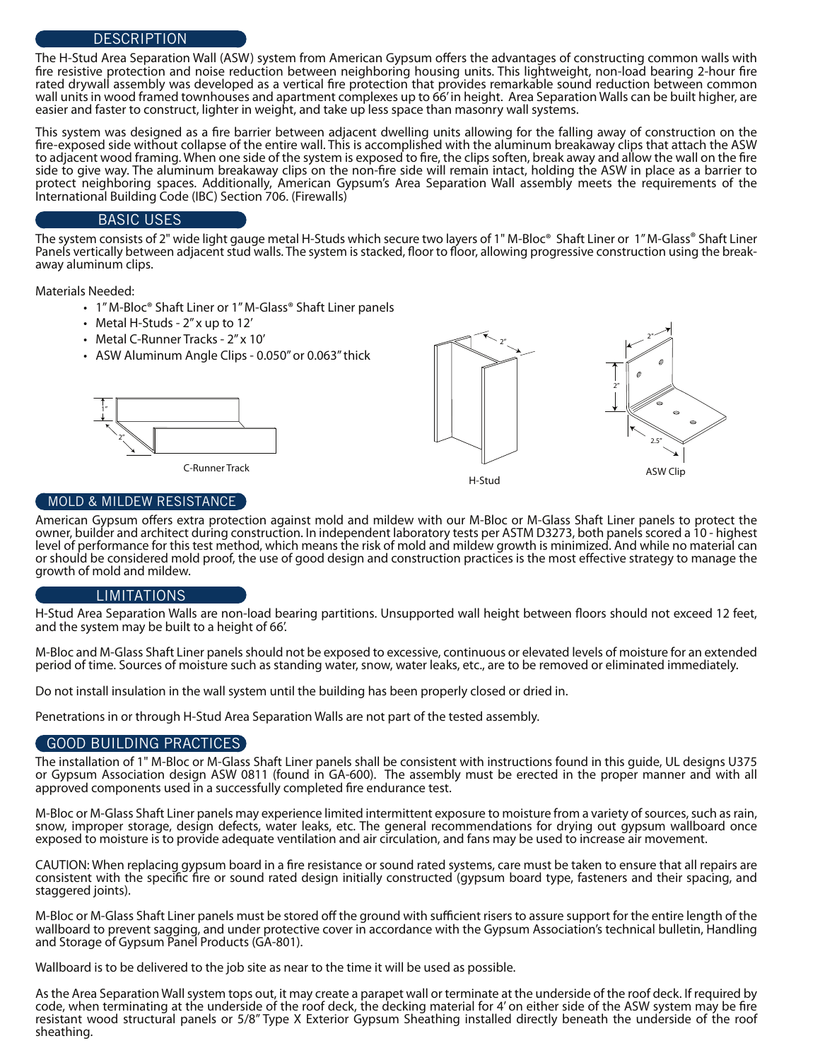## DESCRIPTION

The H-Stud Area Separation Wall (ASW) system from American Gypsum offers the advantages of constructing common walls with fire resistive protection and noise reduction between neighboring housing units. This lightweight, non-load bearing 2-hour fire rated drywall assembly was developed as a vertical fire protection that provides remarkable sound reduction between common wall units in wood framed townhouses and apartment complexes up to 66' in height. Area Separation Walls can be built higher, are easier and faster to construct, lighter in weight, and take up less space than masonry wall systems.

This system was designed as a fire barrier between adjacent dwelling units allowing for the falling away of construction on the fire-exposed side without collapse of the entire wall. This is accomplished with the aluminum breakaway clips that attach the ASW to adjacent wood framing. When one side of the system is exposed to fire, the clips soften, break away and allow the wall on the fire side to give way. The aluminum breakaway clips on the non-fire side will remain intact, holding the ASW in place as a barrier to protect neighboring spaces. Additionally, American Gypsum's Area Separation Wall assembly meets the requirements of the International Building Code (IBC) Section 706. (Firewalls)

## BASIC USES

The system consists of 2" wide light gauge metal H-Studs which secure two layers of 1" M-Bloc® Shaft Liner or 1" M-Glass® Shaft Liner Panels vertically between adjacent stud walls. The system is stacked, floor to floor, allowing progressive construction using the break-away aluminum clips.

Materials Needed:

- 1" M-Bloc® Shaft Liner or 1" M-Glass® Shaft Liner panels
- Metal H-Studs - 2" x up to 12'
- Metal C-Runner Tracks - 2" x 10'
- ASW Aluminum Angle Clips - 0.050" or 0.063" thick

C-Runner Track

H-Stud

ASW Clip

## MOLD & MILDEW RESISTANCE

American Gypsum offers extra protection against mold and mildew with our M-Bloc or M-Glass Shaft Liner panels to protect the owner, builder and architect during construction. In independent laboratory tests per ASTM D3273, both panels scored a 10 - highest level of performance for this test method, which means the risk of mold and mildew growth is minimized. And while no material can or should be considered mold proof, the use of good design and construction practices is the most effective strategy to manage the growth of mold and mildew.

## LIMITATIONS

H-Stud Area Separation Walls are non-load bearing partitions. Unsupported wall height between floors should not exceed 12 feet, and the system may be built to a height of 66'.

M-Bloc and M-Glass Shaft Liner panels should not be exposed to excessive, continuous or elevated levels of moisture for an extended period of time. Sources of moisture such as standing water, snow, water leaks, etc., are to be removed or eliminated immediately.

Do not install insulation in the wall system until the building has been properly closed or dried in.

Penetrations in or through H-Stud Area Separation Walls are not part of the tested assembly.

## GOOD BUILDING PRACTICES

The installation of 1" M-Bloc or M-Glass Shaft Liner panels shall be consistent with instructions found in this guide, UL designs U375 or Gypsum Association design ASW 0811 (found in GA-600). The assembly must be erected in the proper manner and with all approved components used in a successfully completed fire endurance test.

M-Bloc or M-Glass Shaft Liner panels may experience limited intermittent exposure to moisture from a variety of sources, such as rain, snow, improper storage, design defects, water leaks, etc. The general recommendations for drying out gypsum wallboard once exposed to moisture is to provide adequate ventilation and air circulation, and fans may be used to increase air movement.

CAUTION: When replacing gypsum board in a fire resistance or sound rated systems, care must be taken to ensure that all repairs are consistent with the specific fire or sound rated design initially constructed (gypsum board type, fasteners and their spacing, and staggered joints).

M-Bloc or M-Glass Shaft Liner panels must be stored off the ground with sufficient risers to assure support for the entire length of the wallboard to prevent sagging, and under protective cover in accordance with the Gypsum Association's technical bulletin, Handling and Storage of Gypsum Panel Products (GA-801).

Wallboard is to be delivered to the job site as near to the time it will be used as possible.

As the Area Separation Wall system tops out, it may create a parapet wall or terminate at the underside of the roof deck. If required by code, when terminating at the underside of the roof deck, the decking material for 4' on either side of the ASW system may be fire resistant wood structural panels or 5/8" Type X Exterior Gypsum Sheathing installed directly beneath the underside of the roof sheathing.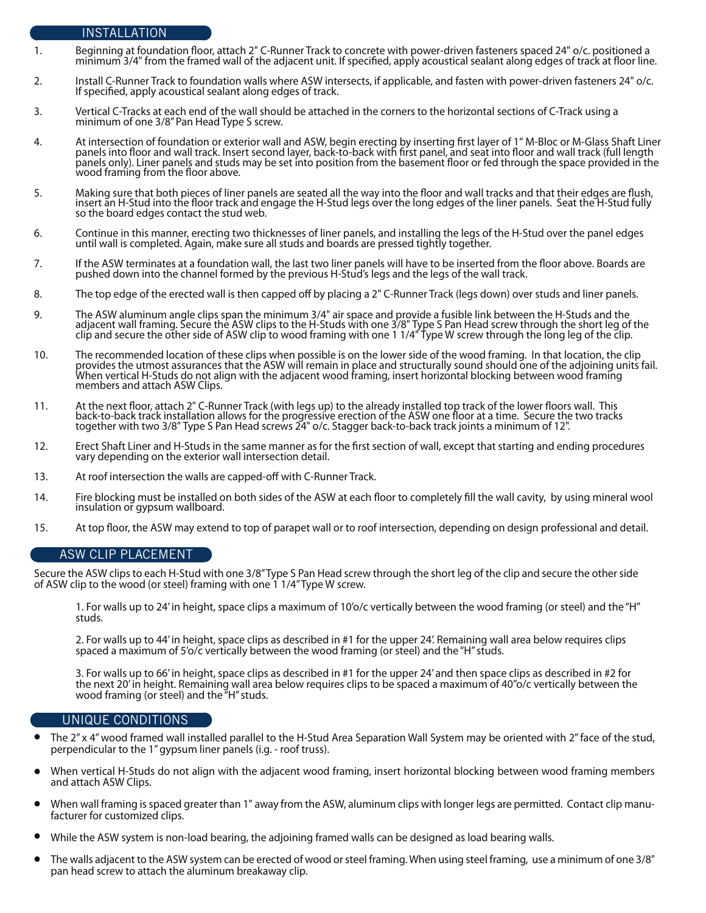## INSTALLATION

1. Beginning at foundation floor, attach 2" C-Runner Track to concrete with power-driven fasteners spaced 24" o/c. positioned a minimum 3/4" from the framed wall of the adjacent unit. If specified, apply acoustical sealant along edges of track at floor line.

2. Install C-Runner Track to foundation walls where ASW intersects, if applicable, and fasten with power-driven fasteners 24" o/c. If specified, apply acoustical sealant along edges of track.

3. Vertical C-Tracks at each end of the wall should be attached in the corners to the horizontal sections of C-Track using a minimum of one 3/8" Pan Head Type S screw.

4. At intersection of foundation or exterior wall and ASW, begin erecting by inserting first layer of 1" M-Bloc or M-Glass Shaft Liner panels into floor and wall track. Insert second layer, back-to-back with first panel, and seat into floor and wall track (full length panels only). Liner panels and studs may be set into position from the basement floor or fed through the space provided in the wood framing from the floor above.

5. Making sure that both pieces of liner panels are seated all the way into the floor and wall tracks and that their edges are flush, insert an H-Stud into the floor track and engage the H-Stud legs over the long edges of the liner panels. Seat the H-Stud fully so the board edges contact the stud web.

6. Continue in this manner, erecting two thicknesses of liner panels, and installing the legs of the H-Stud over the panel edges until wall is completed. Again, make sure all studs and boards are pressed tightly together.

7. If the ASW terminates at a foundation wall, the last two liner panels will have to be inserted from the floor above. Boards are pushed down into the channel formed by the previous H-Stud's legs and the legs of the wall track.

8. The top edge of the erected wall is then capped off by placing a 2" C-Runner Track (legs down) over studs and liner panels.

9. The ASW aluminum angle clips span the minimum 3/4" air space and provide a fusible link between the H-Studs and the adjacent wall framing. Secure the ASW clips to the H-Studs with one 3/8" Type S Pan Head screw through the short leg of the clip and secure the other side of ASW clip to wood framing with one 1 1/4" Type W screw through the long leg of the clip.

10. The recommended location of these clips when possible is on the lower side of the wood framing. In that location, the clip provides the utmost assurances that the ASW will remain in place and structurally sound should one of the adjoining units fail. When vertical H-Studs do not align with the adjacent wood framing, insert horizontal blocking between wood framing members and attach ASW Clips.

11. At the next floor, attach 2" C-Runner Track (with legs up) to the already installed top track of the lower floors wall. This back-to-back track installation allows for the progressive erection of the ASW one floor at a time. Secure the two tracks together with two 3/8" Type S Pan Head screws 24" o/c. Stagger back-to-back track joints a minimum of 12".

12. Erect Shaft Liner and H-Studs in the same manner as for the first section of wall, except that starting and ending procedures vary depending on the exterior wall intersection detail.

13. At roof intersection the walls are capped-off with C-Runner Track.

14. Fire blocking must be installed on both sides of the ASW at each floor to completely fill the wall cavity, by using mineral wool insulation or gypsum wallboard.

15. At top floor, the ASW may extend to top of parapet wall or to roof intersection, depending on design professional and detail.

## ASW CLIP PLACEMENT

Secure the ASW clips to each H-Stud with one 3/8" Type S Pan Head screw through the short leg of the clip and secure the other side of ASW clip to the wood (or steel) framing with one 1 1/4" Type W screw.

1. For walls up to 24' in height, space clips a maximum of 10'o/c vertically between the wood framing (or steel) and the "H" studs.

2. For walls up to 44' in height, space clips as described in #1 for the upper 24'. Remaining wall area below requires clips spaced a maximum of 5'o/c vertically between the wood framing (or steel) and the "H" studs.

3. For walls up to 66' in height, space clips as described in #1 for the upper 24' and then space clips as described in #2 for the next 20' in height. Remaining wall area below requires clips to be spaced a maximum of 40"o/c vertically between the wood framing (or steel) and the "H" studs.

## UNIQUE CONDITIONS

- The 2" x 4" wood framed wall installed parallel to the H-Stud Area Separation Wall System may be oriented with 2" face of the stud, perpendicular to the 1" gypsum liner panels (i.e. - roof truss).
- When vertical H-Studs do not align with the adjacent wood framing, insert horizontal blocking between wood framing members and attach ASW Clips.
- When wall framing is spaced greater than 1" away from the ASW, aluminum clips with longer legs are permitted. Contact clip manufacturer for customized clips.
- While the ASW system is non-load bearing, the adjoining framed walls can be designed as load bearing walls.
- The walls adjacent to the ASW system can be erected of wood or steel framing. When using steel framing, use a minimum of one 3/8" pan head screw to attach the aluminum breakaway clip.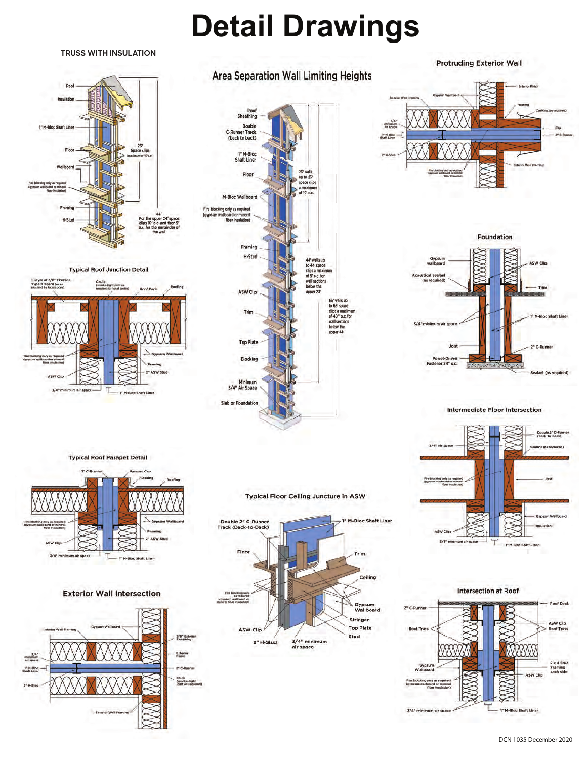# Detail Drawings

### TRUSS WITH INSULATION

Roof

Insulation

1" M-Bloc Shaft Liner

Floor

Wallboard

Fire blocking only as required (gypsum wallboard or mineral fiber insulation)

Framing

H-Stud

23' Space clips (maximum of 10'o.c.)

44' For the upper 24' space clips 10' o.c. and then 5' o.c. for the remainder of the wall

### Area Separation Wall Limiting Heights

Roof Sheathing

Double C-Runner Track (back to back)

1" M-Bloc Shaft Liner

Floor

M-Bloc Wallboard

Fire blocking only as required (gypsum wallboard or mineral fiber insulation)

Framing

H-Stud

ASW Clip

Trim

Top Plate

Blocking

Minimum 3/4" Air Space

Slab or Foundation

23' walls up to 23' space clips a maximum of 10' o.c.

44' walls up to 44' space clips a maximum of 5' o.c. for wall sections below the upper 23'

66' walls up to 66' space clips a maximum of 40" o.c. for wall sections below the upper 44'

### Protruding Exterior Wall

Interior Wall Framing

Gypsum Wallboard

Exterior Finish

Flashing

Caulking (as required)

3/4" minimum air space

1" M-Bloc Shaft Liner

2" H-Stud

Cap

2" C-Runner

Exterior Wall Framing

Fire blocking only as required (gypsum wallboard or mineral fiber insulation)

### Typical Roof Junction Detail

1 Layer of 5/8" FireBloc Type X Board (or as required by local codes)

Caulk (smoke-tight joint as required by local codes)

Roof Deck

Roofing

Fire blocking only as required (gypsum wallboard or mineral fiber insulation)

Gypsum Wallboard

Framing

2" ASW Stud

ASW Clip

3/4" minimum air space

1" M-Bloc Shaft Liner

### Foundation

Gypsum wallboard

ASW Clip

Acoustical Sealant (as required)

Trim

1" M-Bloc Shaft Liner

3/4" minimum air space

Joist

2" C-Runner

Power-Driven Fastener 24" o.c.

Sealant (as required)

### Intermediate Floor Intersection

Double 2" C-Runner (Back-to-Back)

3/4" Air Space

Sealant (as required)

Fire blocking only as required (gypsum wallboard or mineral fiber insulation)

Joist

Gypsum Wallboard

Insulation

ASW Clips

3/4" minimum air space

1" M-Bloc Shaft Liner

### Typical Roof Parapet Detail

2" C-Runner

Parapet Cap

Flashing

Roofing

Fire blocking only as required (gypsum wallboard or mineral fiber insulation)

Gypsum Wallboard

Framing

2" ASW Stud

ASW Clip

3/4" minimum air space

1" M-Bloc Shaft Liner

### Typical Floor Ceiling Juncture in ASW

Double 2" C-Runner Track (Back-to-Back)

1" M-Bloc Shaft Liner

Floor

Trim

Ceiling

Fire blocking only as required (gypsum wallboard or mineral fiber insulation)

Gypsum Wallboard

Stringer

Top Plate

Stud

ASW Clip

2" H-Stud

3/4" minimum air space

### Exterior Wall Intersection

Interior Wall Framing

Gypsum Wallboard

5/8" Exterior Sheathing

Exterior Finish

3/4" minimum air space

1" M-Bloc Shaft Liner

2" C-Runner

2" H-Stud

Caulk (smoke-tight joint as required)

Exterior Wall Framing

### Intersection at Roof

Roof Deck

2" C-Runner

ASW Clip Roof Truss

Roof Truss

2 x 4 Stud Framing each side

Gypsum Wallboard

ASW Clip

Fire blocking only as required (gypsum wallboard or mineral fiber insulation)

3/4" minimum air space

1" M-Bloc Shaft Liner

DCN 1035 December 2020